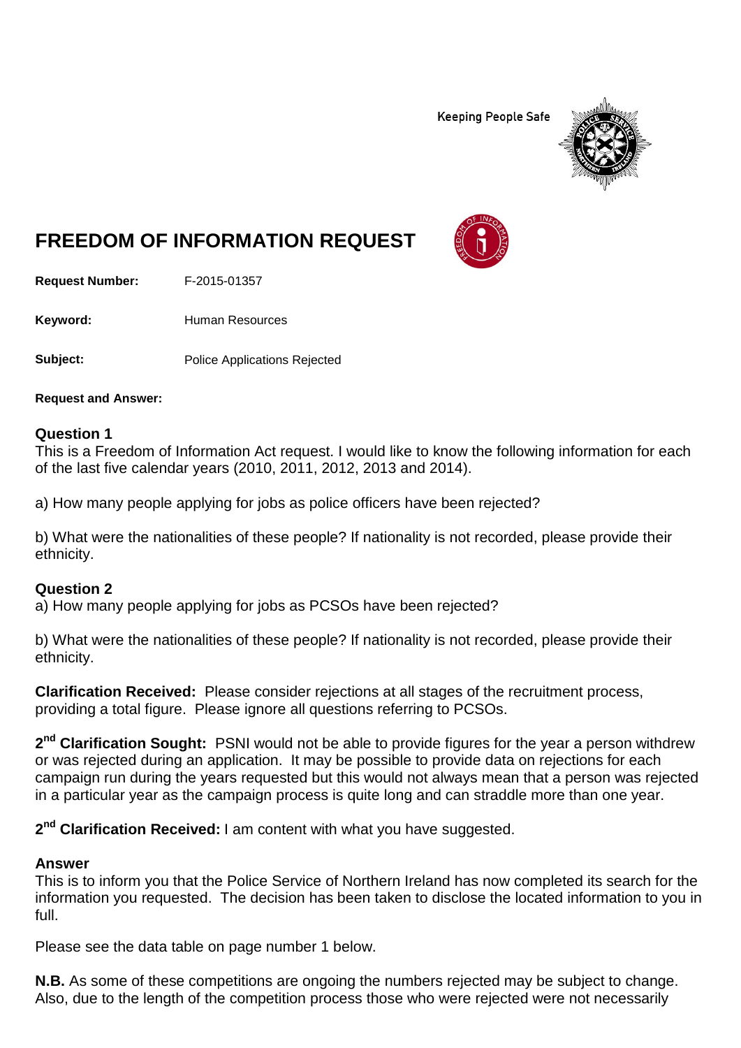Keeping People Safe

# FREEDOM OF INFORMATION REQUEST

**Request Number:** F-2015-01357

**Keyword:** Human Resources

**Subject:** Police Applications Rejected

**Request and Answer:**

### Question 1

This is a Freedom of Information Act request. I would like to know the following information for each of the last five calendar years (2010, 2011, 2012, 2013 and 2014).

a) How many people applying for jobs as police officers have been rejected?

b) What were the nationalities of these people? If nationality is not recorded, please provide their ethnicity.

### Question 2

a) How many people applying for jobs as PCSOs have been rejected?

b) What were the nationalities of these people? If nationality is not recorded, please provide their ethnicity.

**Clarification Received:** Please consider rejections at all stages of the recruitment process, providing a total figure. Please ignore all questions referring to PCSOs.

**2nd Clarification Sought:** PSNI would not be able to provide figures for the year a person withdrew or was rejected during an application. It may be possible to provide data on rejections for each campaign run during the years requested but this would not always mean that a person was rejected in a particular year as the campaign process is quite long and can straddle more than one year.

**2nd Clarification Received:** I am content with what you have suggested.

### Answer

This is to inform you that the Police Service of Northern Ireland has now completed its search for the information you requested. The decision has been taken to disclose the located information to you in full.

Please see the data table on page number 1 below.

**N.B.** As some of these competitions are ongoing the numbers rejected may be subject to change. Also, due to the length of the competition process those who were rejected were not necessarily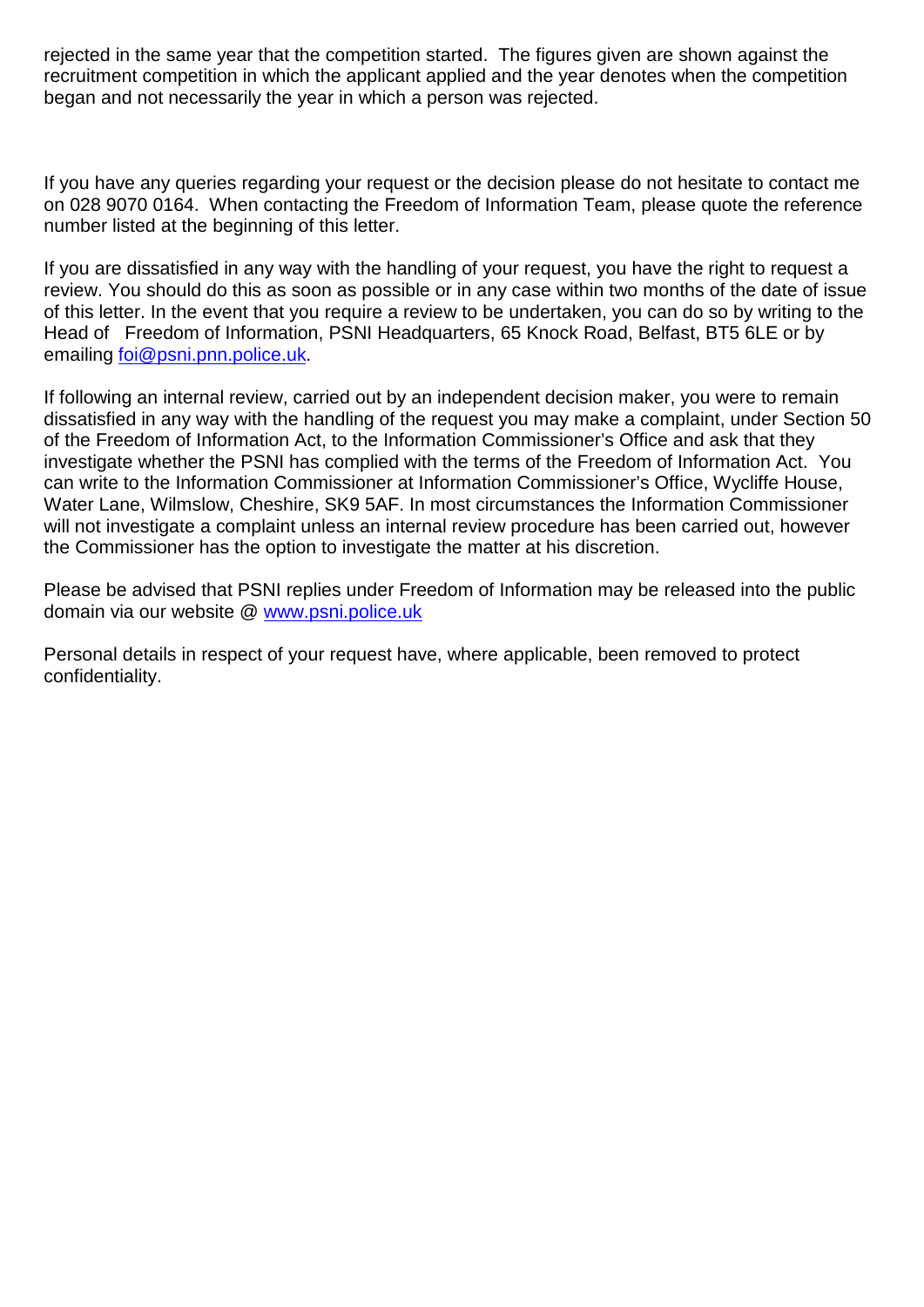rejected in the same year that the competition started. The figures given are shown against the recruitment competition in which the applicant applied and the year denotes when the competition began and not necessarily the year in which a person was rejected.

If you have any queries regarding your request or the decision please do not hesitate to contact me on 028 9070 0164. When contacting the Freedom of Information Team, please quote the reference number listed at the beginning of this letter.

If you are dissatisfied in any way with the handling of your request, you have the right to request a review. You should do this as soon as possible or in any case within two months of the date of issue of this letter. In the event that you require a review to be undertaken, you can do so by writing to the Head of Freedom of Information, PSNI Headquarters, 65 Knock Road, Belfast, BT5 6LE or by emailing foi@psni.pnn.police.uk.

If following an internal review, carried out by an independent decision maker, you were to remain dissatisfied in any way with the handling of the request you may make a complaint, under Section 50 of the Freedom of Information Act, to the Information Commissioner's Office and ask that they investigate whether the PSNI has complied with the terms of the Freedom of Information Act. You can write to the Information Commissioner at Information Commissioner's Office, Wycliffe House, Water Lane, Wilmslow, Cheshire, SK9 5AF. In most circumstances the Information Commissioner will not investigate a complaint unless an internal review procedure has been carried out, however the Commissioner has the option to investigate the matter at his discretion.

Please be advised that PSNI replies under Freedom of Information may be released into the public domain via our website @ www.psni.police.uk

Personal details in respect of your request have, where applicable, been removed to protect confidentiality.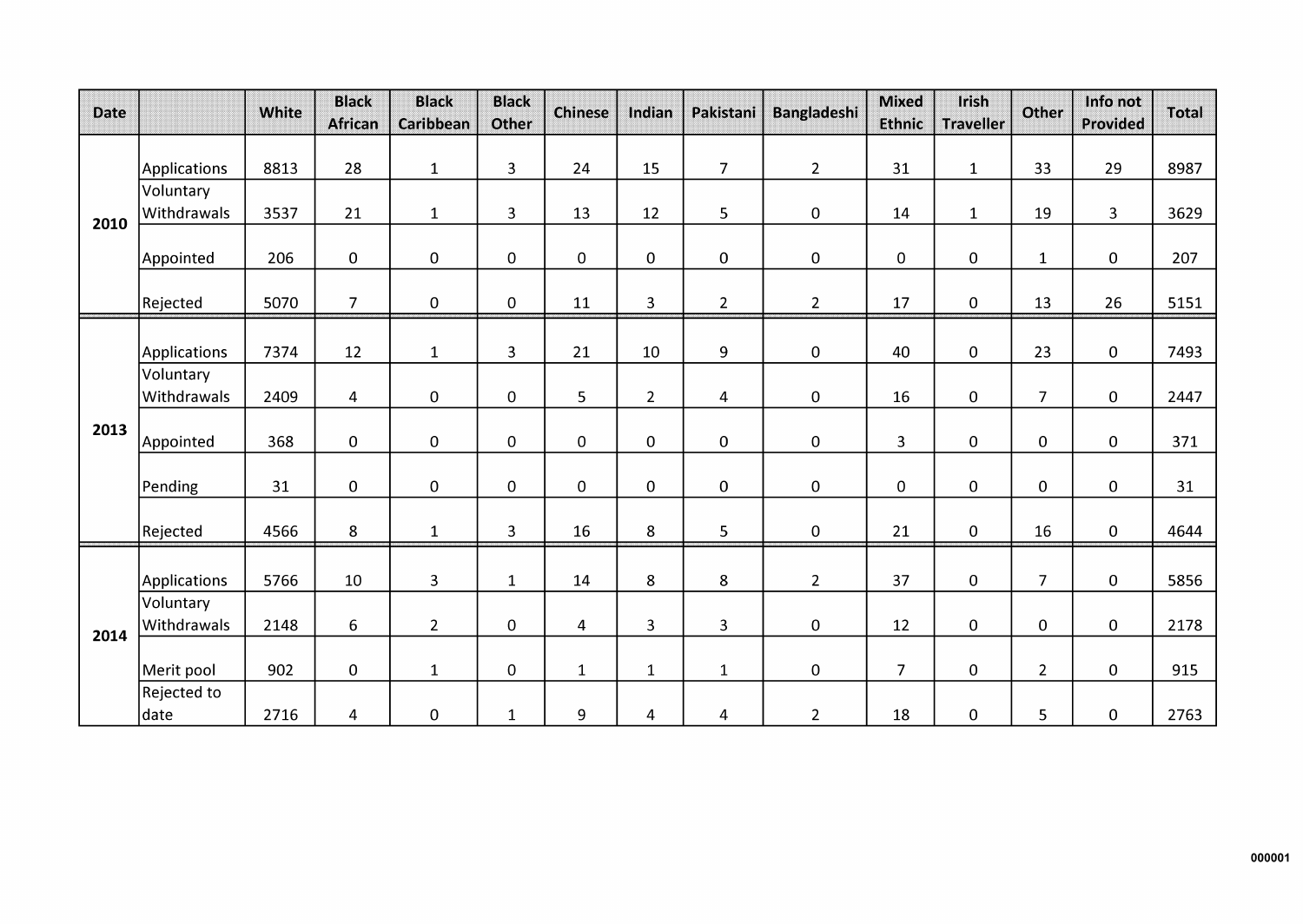| Date | | White | Black African | Black Caribbean | Black Other | Chinese | Indian | Pakistani | Bangladeshi | Mixed Ethnic | Irish Traveller | Other | Info not Provided | Total |
|---|---|---|---|---|---|---|---|---|---|---|---|---|---|---|
| 2010 | Applications | 8813 | 28 | 1 | 3 | 24 | 15 | 7 | 2 | 31 | 1 | 33 | 29 | 8987 |
| | Voluntary Withdrawals | 3537 | 21 | 1 | 3 | 13 | 12 | 5 | 0 | 14 | 1 | 19 | 3 | 3629 |
| | Appointed | 206 | 0 | 0 | 0 | 0 | 0 | 0 | 0 | 0 | 0 | 1 | 0 | 207 |
| | Rejected | 5070 | 7 | 0 | 0 | 11 | 3 | 2 | 2 | 17 | 0 | 13 | 26 | 5151 |
| 2013 | Applications | 7374 | 12 | 1 | 3 | 21 | 10 | 9 | 0 | 40 | 0 | 23 | 0 | 7493 |
| | Voluntary Withdrawals | 2409 | 4 | 0 | 0 | 5 | 2 | 4 | 0 | 16 | 0 | 7 | 0 | 2447 |
| | Appointed | 368 | 0 | 0 | 0 | 0 | 0 | 0 | 0 | 3 | 0 | 0 | 0 | 371 |
| | Pending | 31 | 0 | 0 | 0 | 0 | 0 | 0 | 0 | 0 | 0 | 0 | 0 | 31 |
| | Rejected | 4566 | 8 | 1 | 3 | 16 | 8 | 5 | 0 | 21 | 0 | 16 | 0 | 4644 |
| 2014 | Applications | 5766 | 10 | 3 | 1 | 14 | 8 | 8 | 2 | 37 | 0 | 7 | 0 | 5856 |
| | Voluntary Withdrawals | 2148 | 6 | 2 | 0 | 4 | 3 | 3 | 0 | 12 | 0 | 0 | 0 | 2178 |
| | Merit pool | 902 | 0 | 1 | 0 | 1 | 1 | 1 | 0 | 7 | 0 | 2 | 0 | 915 |
| | Rejected to date | 2716 | 4 | 0 | 1 | 9 | 4 | 4 | 2 | 18 | 0 | 5 | 0 | 2763 |

000001